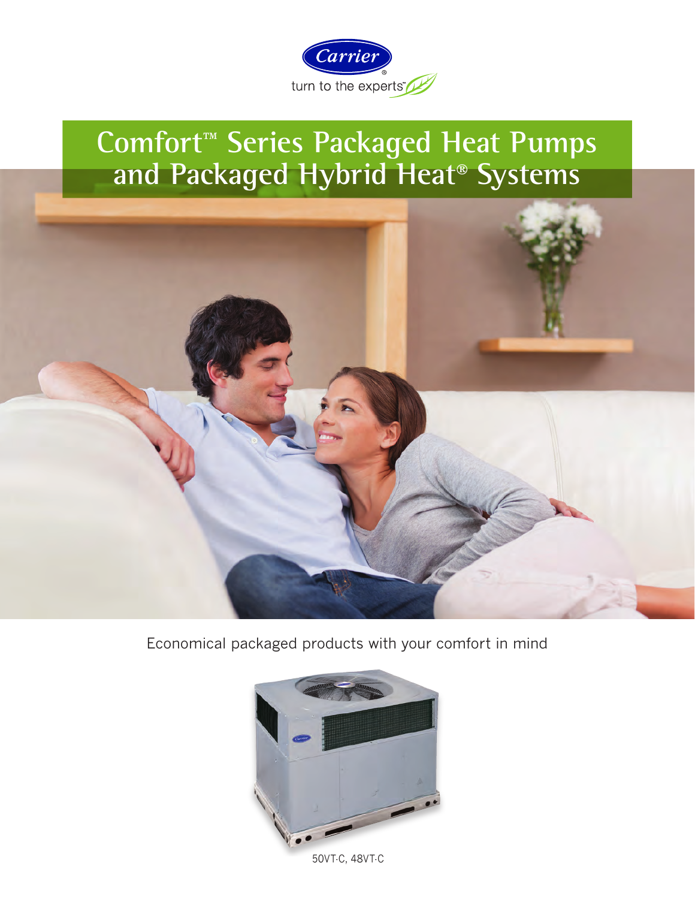Carrier

turn to the experts™

# Comfort™ Series Packaged Heat Pumps and Packaged Hybrid Heat® Systems

Economical packaged products with your comfort in mind

50VT-C, 48VT-C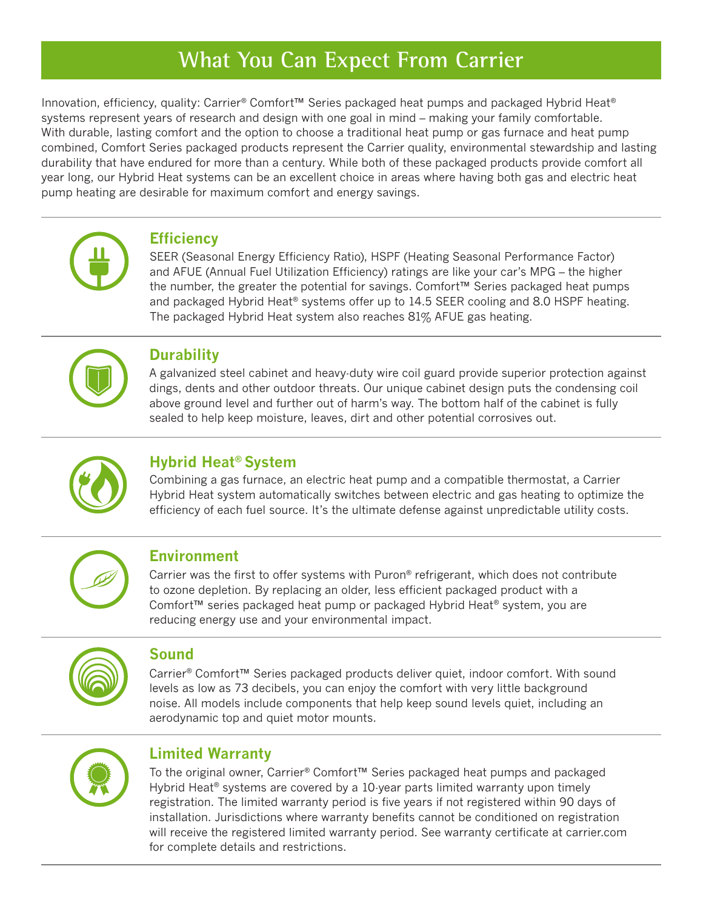# What You Can Expect From Carrier

Innovation, efficiency, quality: Carrier® Comfort™ Series packaged heat pumps and packaged Hybrid Heat® systems represent years of research and design with one goal in mind – making your family comfortable. With durable, lasting comfort and the option to choose a traditional heat pump or gas furnace and heat pump combined, Comfort Series packaged products represent the Carrier quality, environmental stewardship and lasting durability that have endured for more than a century. While both of these packaged products provide comfort all year long, our Hybrid Heat systems can be an excellent choice in areas where having both gas and electric heat pump heating are desirable for maximum comfort and energy savings.

## Efficiency

SEER (Seasonal Energy Efficiency Ratio), HSPF (Heating Seasonal Performance Factor) and AFUE (Annual Fuel Utilization Efficiency) ratings are like your car's MPG – the higher the number, the greater the potential for savings. Comfort™ Series packaged heat pumps and packaged Hybrid Heat® systems offer up to 14.5 SEER cooling and 8.0 HSPF heating. The packaged Hybrid Heat system also reaches 81% AFUE gas heating.

## Durability

A galvanized steel cabinet and heavy-duty wire coil guard provide superior protection against dings, dents and other outdoor threats. Our unique cabinet design puts the condensing coil above ground level and further out of harm's way. The bottom half of the cabinet is fully sealed to help keep moisture, leaves, dirt and other potential corrosives out.

## Hybrid Heat® System

Combining a gas furnace, an electric heat pump and a compatible thermostat, a Carrier Hybrid Heat system automatically switches between electric and gas heating to optimize the efficiency of each fuel source. It's the ultimate defense against unpredictable utility costs.

## Environment

Carrier was the first to offer systems with Puron® refrigerant, which does not contribute to ozone depletion. By replacing an older, less efficient packaged product with a Comfort™ series packaged heat pump or packaged Hybrid Heat® system, you are reducing energy use and your environmental impact.

## Sound

Carrier® Comfort™ Series packaged products deliver quiet, indoor comfort. With sound levels as low as 73 decibels, you can enjoy the comfort with very little background noise. All models include components that help keep sound levels quiet, including an aerodynamic top and quiet motor mounts.

## Limited Warranty

To the original owner, Carrier® Comfort™ Series packaged heat pumps and packaged Hybrid Heat® systems are covered by a 10-year parts limited warranty upon timely registration. The limited warranty period is five years if not registered within 90 days of installation. Jurisdictions where warranty benefits cannot be conditioned on registration will receive the registered limited warranty period. See warranty certificate at carrier.com for complete details and restrictions.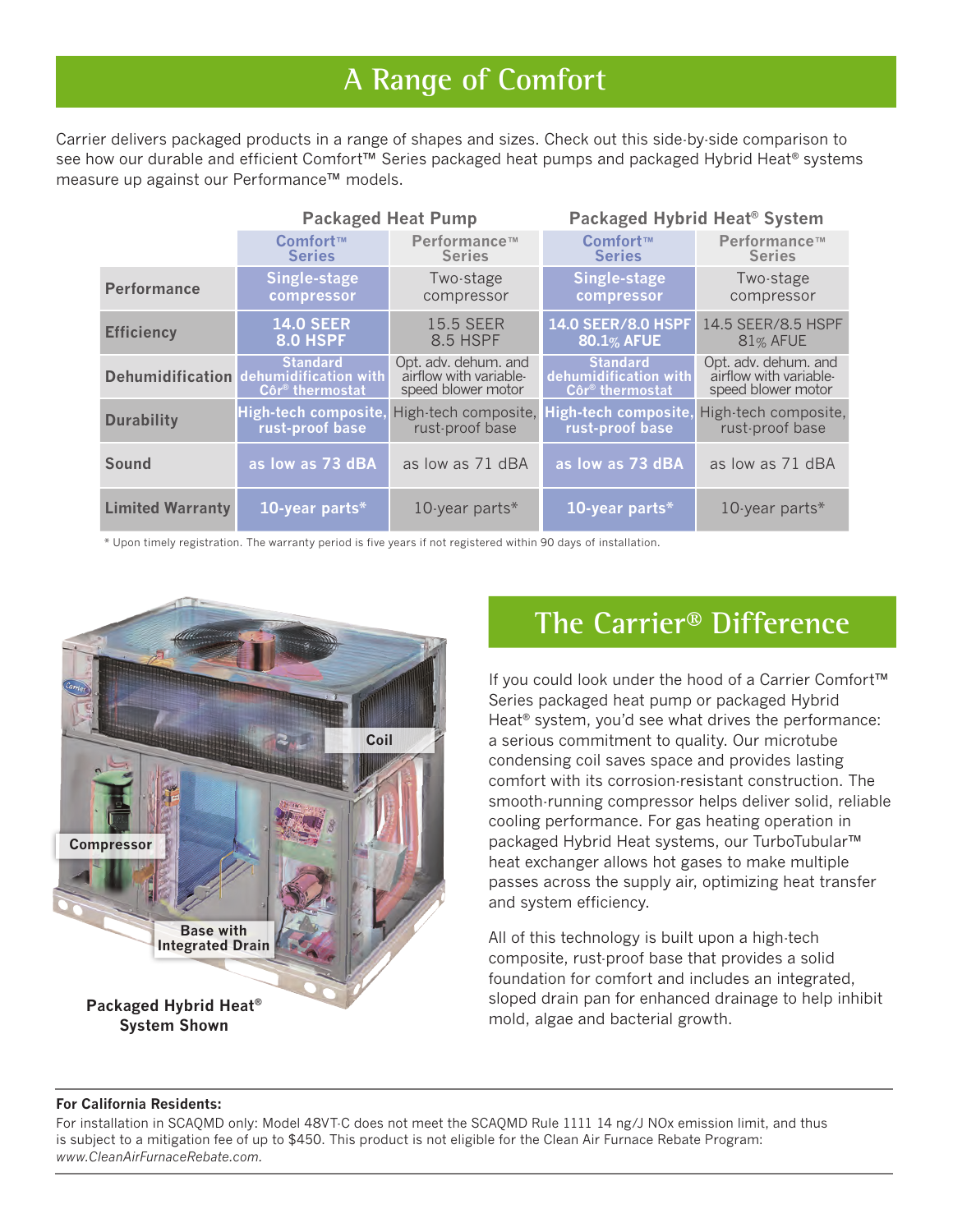# A Range of Comfort

Carrier delivers packaged products in a range of shapes and sizes. Check out this side-by-side comparison to see how our durable and efficient Comfort™ Series packaged heat pumps and packaged Hybrid Heat® systems measure up against our Performance™ models.

| | Packaged Heat Pump | | Packaged Hybrid Heat® System | |
|---|---|---|---|---|
| | Comfort™ Series | Performance™ Series | Comfort™ Series | Performance™ Series |
| **Performance** | **Single-stage compressor** | Two-stage compressor | **Single-stage compressor** | Two-stage compressor |
| **Efficiency** | **14.0 SEER 8.0 HSPF** | 15.5 SEER 8.5 HSPF | **14.0 SEER/8.0 HSPF 80.1% AFUE** | 14.5 SEER/8.5 HSPF 81% AFUE |
| **Dehumidification** | **Standard dehumidification with Côr® thermostat** | Opt. adv. dehum. and airflow with variable-speed blower motor | **Standard dehumidification with Côr® thermostat** | Opt. adv. dehum. and airflow with variable-speed blower motor |
| **Durability** | **High-tech composite, rust-proof base** | High-tech composite, rust-proof base | **High-tech composite, rust-proof base** | High-tech composite, rust-proof base |
| **Sound** | **as low as 73 dBA** | as low as 71 dBA | **as low as 73 dBA** | as low as 71 dBA |
| **Limited Warranty** | **10-year parts*** | 10-year parts* | **10-year parts*** | 10-year parts* |

* Upon timely registration. The warranty period is five years if not registered within 90 days of installation.

Coil

Compressor

Base with Integrated Drain

**Packaged Hybrid Heat® System Shown**

## The Carrier® Difference

If you could look under the hood of a Carrier Comfort™ Series packaged heat pump or packaged Hybrid Heat® system, you'd see what drives the performance: a serious commitment to quality. Our microtube condensing coil saves space and provides lasting comfort with its corrosion-resistant construction. The smooth-running compressor helps deliver solid, reliable cooling performance. For gas heating operation in packaged Hybrid Heat systems, our TurboTubular™ heat exchanger allows hot gases to make multiple passes across the supply air, optimizing heat transfer and system efficiency.

All of this technology is built upon a high-tech composite, rust-proof base that provides a solid foundation for comfort and includes an integrated, sloped drain pan for enhanced drainage to help inhibit mold, algae and bacterial growth.

**For California Residents:**

For installation in SCAQMD only: Model 48VT-C does not meet the SCAQMD Rule 1111 14 ng/J NOx emission limit, and thus is subject to a mitigation fee of up to $450. This product is not eligible for the Clean Air Furnace Rebate Program: *www.CleanAirFurnaceRebate.com.*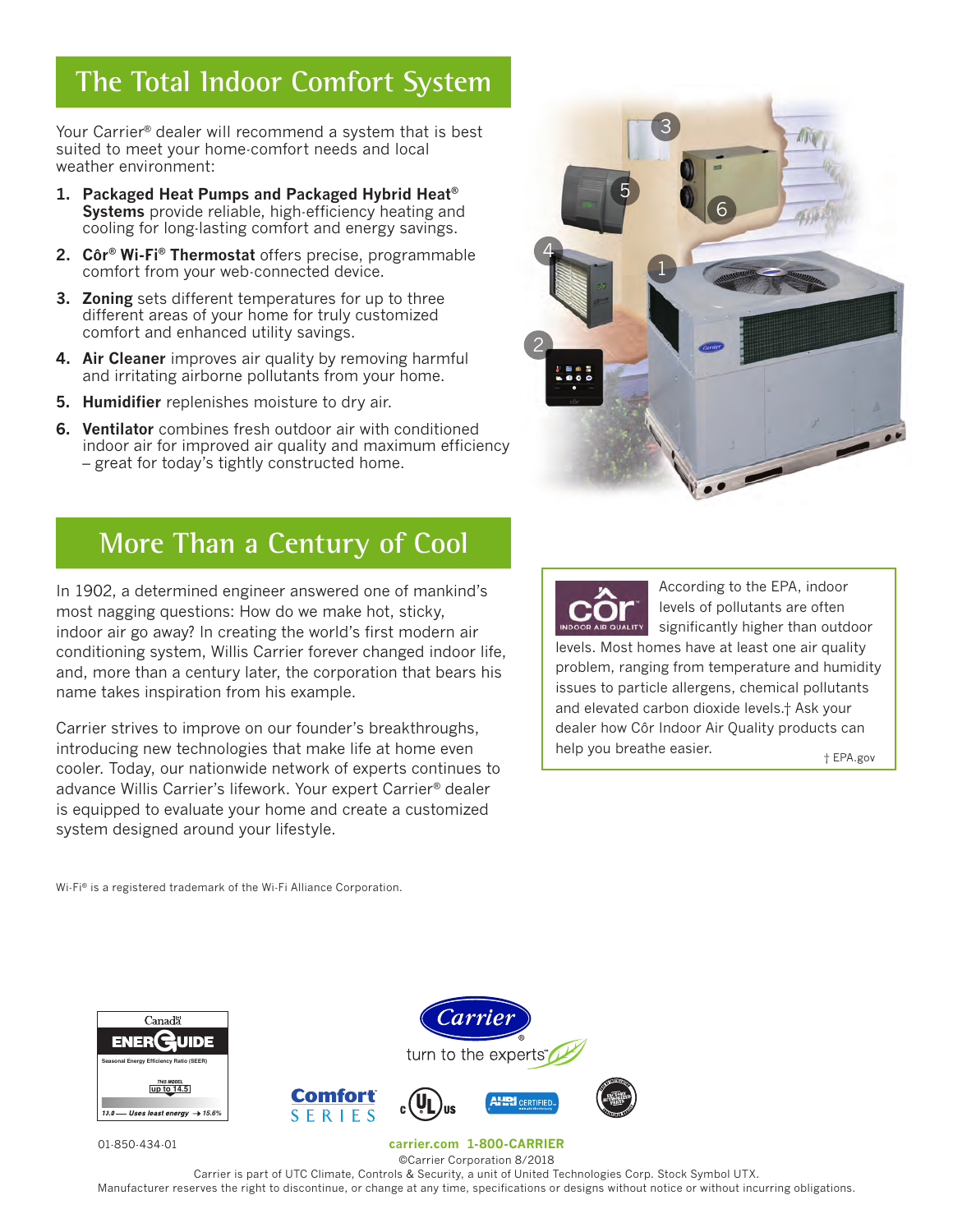## The Total Indoor Comfort System

Your Carrier® dealer will recommend a system that is best suited to meet your home-comfort needs and local weather environment:

1. **Packaged Heat Pumps and Packaged Hybrid Heat® Systems** provide reliable, high-efficiency heating and cooling for long-lasting comfort and energy savings.
2. **Côr® Wi-Fi® Thermostat** offers precise, programmable comfort from your web-connected device.
3. **Zoning** sets different temperatures for up to three different areas of your home for truly customized comfort and enhanced utility savings.
4. **Air Cleaner** improves air quality by removing harmful and irritating airborne pollutants from your home.
5. **Humidifier** replenishes moisture to dry air.
6. **Ventilator** combines fresh outdoor air with conditioned indoor air for improved air quality and maximum efficiency – great for today's tightly constructed home.

## More Than a Century of Cool

In 1902, a determined engineer answered one of mankind's most nagging questions: How do we make hot, sticky, indoor air go away? In creating the world's first modern air conditioning system, Willis Carrier forever changed indoor life, and, more than a century later, the corporation that bears his name takes inspiration from his example.

Carrier strives to improve on our founder's breakthroughs, introducing new technologies that make life at home even cooler. Today, our nationwide network of experts continues to advance Willis Carrier's lifework. Your expert Carrier® dealer is equipped to evaluate your home and create a customized system designed around your lifestyle.

côr INDOOR AIR QUALITY

According to the EPA, indoor levels of pollutants are often significantly higher than outdoor levels. Most homes have at least one air quality problem, ranging from temperature and humidity issues to particle allergens, chemical pollutants and elevated carbon dioxide levels.† Ask your dealer how Côr Indoor Air Quality products can help you breathe easier.

† EPA.gov

Wi-Fi® is a registered trademark of the Wi-Fi Alliance Corporation.

Canada ENERGUIDE
Seasonal Energy Efficiency Ratio (SEER)
THIS MODEL up to 14.5
13.0 — Uses least energy → 15.6%

Carrier® turn to the experts™

Comfort SERIES

01-850-434-01

carrier.com 1-800-CARRIER

©Carrier Corporation 8/2018

Carrier is part of UTC Climate, Controls & Security, a unit of United Technologies Corp. Stock Symbol UTX.

Manufacturer reserves the right to discontinue, or change at any time, specifications or designs without notice or without incurring obligations.